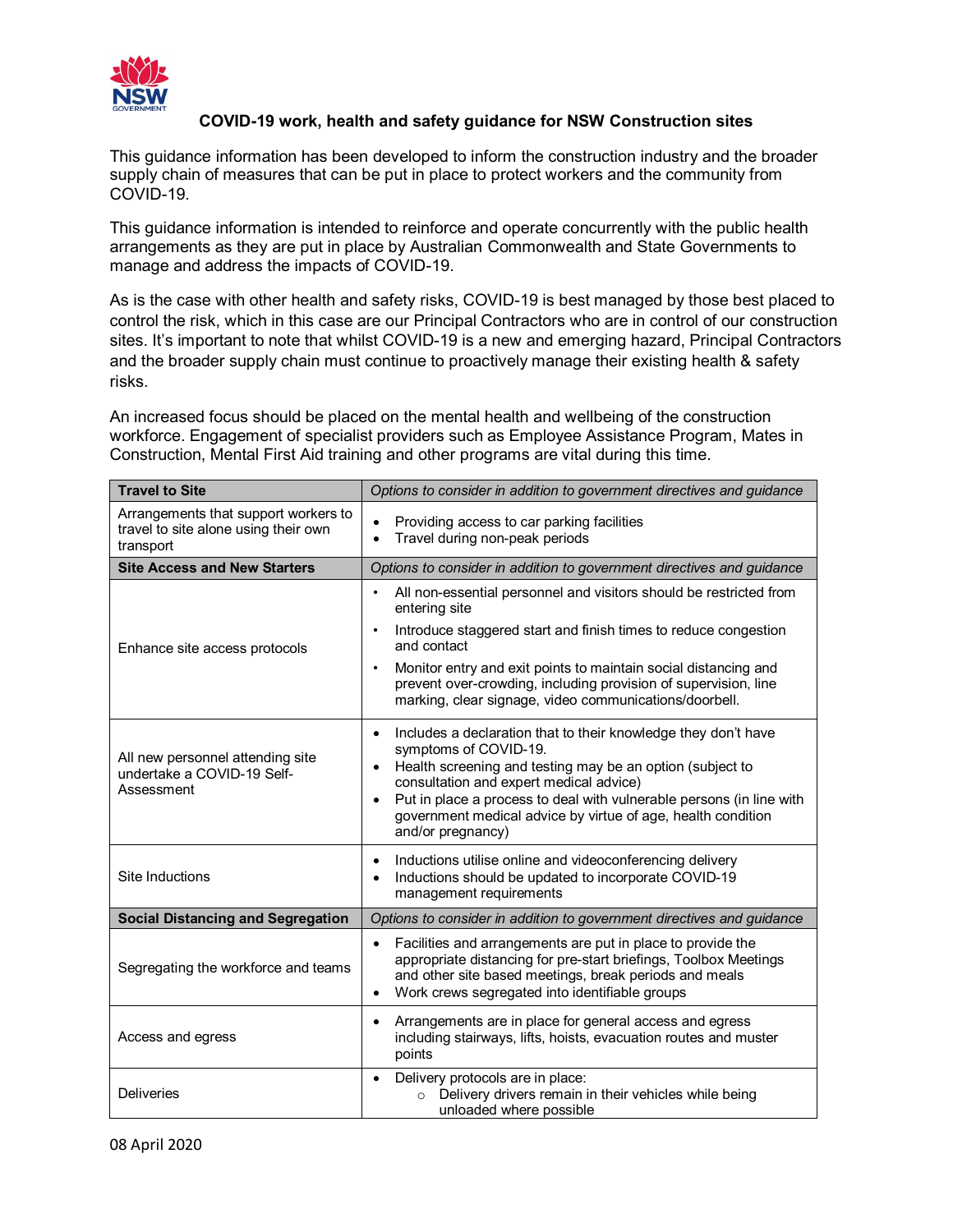# COVID-19 work, health and safety guidance for NSW Construction sites

This guidance information has been developed to inform the construction industry and the broader supply chain of measures that can be put in place to protect workers and the community from COVID-19.

This guidance information is intended to reinforce and operate concurrently with the public health arrangements as they are put in place by Australian Commonwealth and State Governments to manage and address the impacts of COVID-19.

As is the case with other health and safety risks, COVID-19 is best managed by those best placed to control the risk, which in this case are our Principal Contractors who are in control of our construction sites. It's important to note that whilst COVID-19 is a new and emerging hazard, Principal Contractors and the broader supply chain must continue to proactively manage their existing health & safety risks.

An increased focus should be placed on the mental health and wellbeing of the construction workforce. Engagement of specialist providers such as Employee Assistance Program, Mates in Construction, Mental First Aid training and other programs are vital during this time.

| **Travel to Site** | *Options to consider in addition to government directives and guidance* |
|---|---|
| Arrangements that support workers to travel to site alone using their own transport | • Providing access to car parking facilities<br>• Travel during non-peak periods |
| **Site Access and New Starters** | *Options to consider in addition to government directives and guidance* |
| Enhance site access protocols | • All non-essential personnel and visitors should be restricted from entering site<br>• Introduce staggered start and finish times to reduce congestion and contact<br>• Monitor entry and exit points to maintain social distancing and prevent over-crowding, including provision of supervision, line marking, clear signage, video communications/doorbell. |
| All new personnel attending site undertake a COVID-19 Self-Assessment | • Includes a declaration that to their knowledge they don't have symptoms of COVID-19.<br>• Health screening and testing may be an option (subject to consultation and expert medical advice)<br>• Put in place a process to deal with vulnerable persons (in line with government medical advice by virtue of age, health condition and/or pregnancy) |
| Site Inductions | • Inductions utilise online and videoconferencing delivery<br>• Inductions should be updated to incorporate COVID-19 management requirements |
| **Social Distancing and Segregation** | *Options to consider in addition to government directives and guidance* |
| Segregating the workforce and teams | • Facilities and arrangements are put in place to provide the appropriate distancing for pre-start briefings, Toolbox Meetings and other site based meetings, break periods and meals<br>• Work crews segregated into identifiable groups |
| Access and egress | • Arrangements are in place for general access and egress including stairways, lifts, hoists, evacuation routes and muster points |
| Deliveries | • Delivery protocols are in place:<br>  ○ Delivery drivers remain in their vehicles while being unloaded where possible |

08 April 2020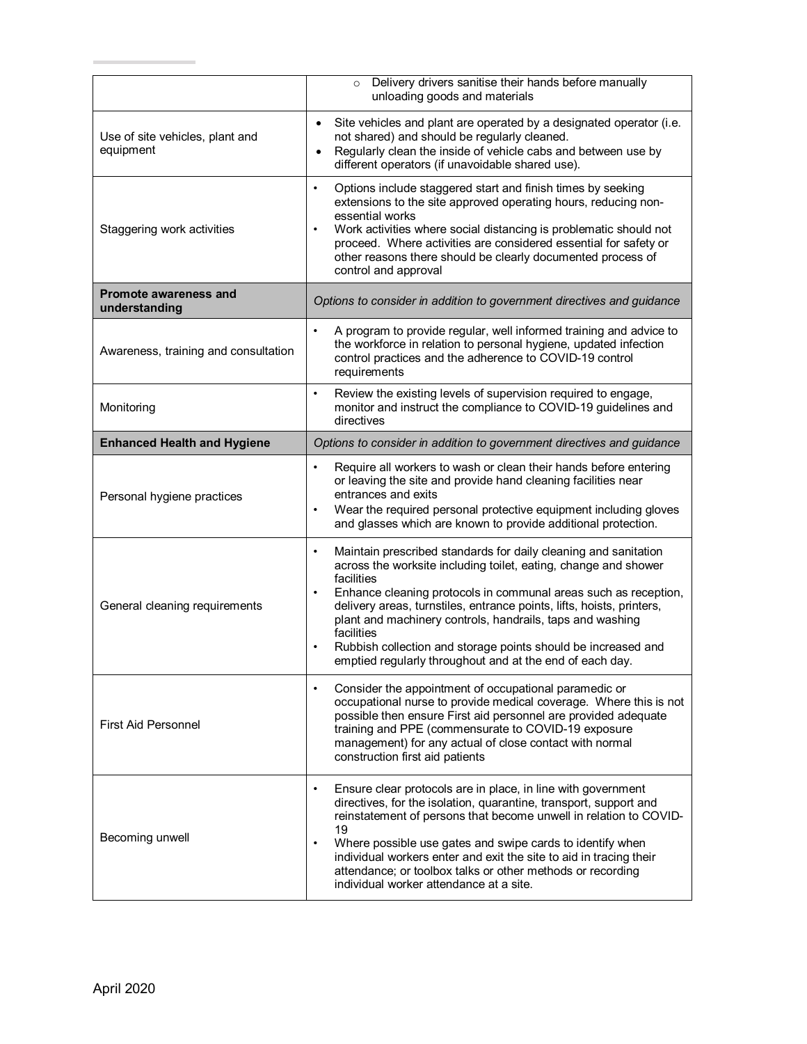| | |
|---|---|
| | ◦ Delivery drivers sanitise their hands before manually unloading goods and materials |
| Use of site vehicles, plant and equipment | • Site vehicles and plant are operated by a designated operator (i.e. not shared) and should be regularly cleaned.<br>• Regularly clean the inside of vehicle cabs and between use by different operators (if unavoidable shared use). |
| Staggering work activities | • Options include staggered start and finish times by seeking extensions to the site approved operating hours, reducing non-essential works<br>• Work activities where social distancing is problematic should not proceed. Where activities are considered essential for safety or other reasons there should be clearly documented process of control and approval |
| **Promote awareness and understanding** | *Options to consider in addition to government directives and guidance* |
| Awareness, training and consultation | • A program to provide regular, well informed training and advice to the workforce in relation to personal hygiene, updated infection control practices and the adherence to COVID-19 control requirements |
| Monitoring | • Review the existing levels of supervision required to engage, monitor and instruct the compliance to COVID-19 guidelines and directives |
| **Enhanced Health and Hygiene** | *Options to consider in addition to government directives and guidance* |
| Personal hygiene practices | • Require all workers to wash or clean their hands before entering or leaving the site and provide hand cleaning facilities near entrances and exits<br>• Wear the required personal protective equipment including gloves and glasses which are known to provide additional protection. |
| General cleaning requirements | • Maintain prescribed standards for daily cleaning and sanitation across the worksite including toilet, eating, change and shower facilities<br>• Enhance cleaning protocols in communal areas such as reception, delivery areas, turnstiles, entrance points, lifts, hoists, printers, plant and machinery controls, handrails, taps and washing facilities<br>• Rubbish collection and storage points should be increased and emptied regularly throughout and at the end of each day. |
| First Aid Personnel | • Consider the appointment of occupational paramedic or occupational nurse to provide medical coverage. Where this is not possible then ensure First aid personnel are provided adequate training and PPE (commensurate to COVID-19 exposure management) for any actual of close contact with normal construction first aid patients |
| Becoming unwell | • Ensure clear protocols are in place, in line with government directives, for the isolation, quarantine, transport, support and reinstatement of persons that become unwell in relation to COVID-19<br>• Where possible use gates and swipe cards to identify when individual workers enter and exit the site to aid in tracing their attendance; or toolbox talks or other methods or recording individual worker attendance at a site. |

April 2020